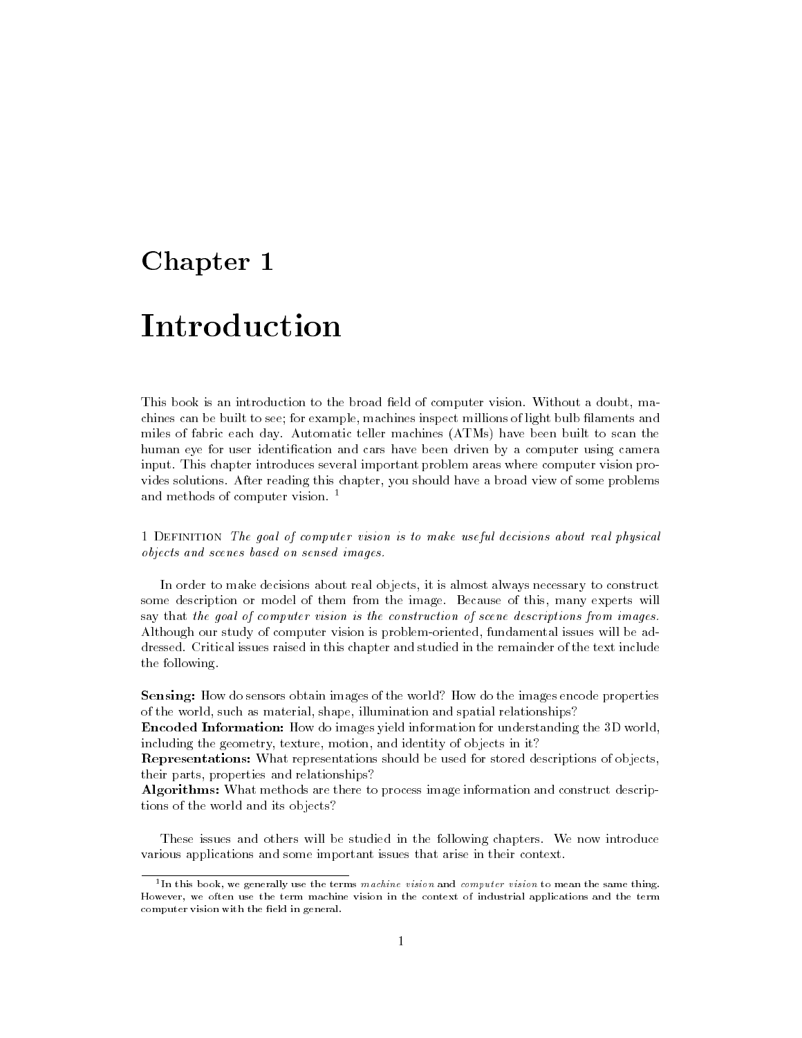# Chapter 1

# Introduction

This book is an introduction to the broad field of computer vision. Without a doubt, machines can be built to see; for example, machines inspect millions of light bulb filaments and miles of fabric each day. Automatic teller machines (ATMs) have been built to scan the human eye for user identification and cars have been driven by a computer using camera input. This chapter introduces several important problem areas where computer vision provides solutions. After reading this chapter, you should have a broad view of some problems and methods of computer vision. [1]

1 DEFINITION *The goal of computer vision is to make useful decisions about real physical objects and scenes based on sensed images.*

In order to make decisions about real objects, it is almost always necessary to construct some description or model of them from the image. Because of this, many experts will say that *the goal of computer vision is the construction of scene descriptions from images.* Although our study of computer vision is problem-oriented, fundamental issues will be addressed. Critical issues raised in this chapter and studied in the remainder of the text include the following.

**Sensing:** How do sensors obtain images of the world? How do the images encode properties of the world, such as material, shape, illumination and spatial relationships?
**Encoded Information:** How do images yield information for understanding the 3D world, including the geometry, texture, motion, and identity of objects in it?
**Representations:** What representations should be used for stored descriptions of objects, their parts, properties and relationships?
**Algorithms:** What methods are there to process image information and construct descriptions of the world and its objects?

These issues and others will be studied in the following chapters. We now introduce various applications and some important issues that arise in their context.

[1] In this book, we generally use the terms *machine vision* and *computer vision* to mean the same thing. However, we often use the term machine vision in the context of industrial applications and the term computer vision with the field in general.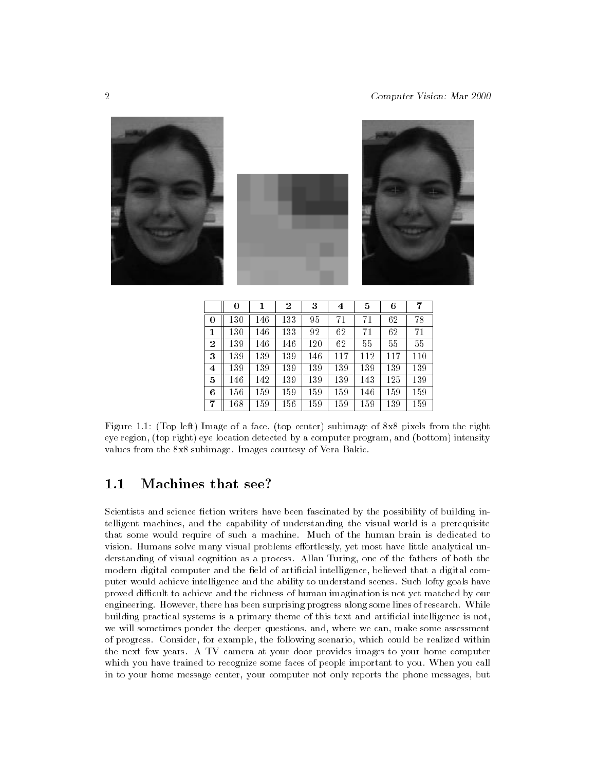| | 0 | 1 | 2 | 3 | 4 | 5 | 6 | 7 |
|---|---|---|---|---|---|---|---|---|
| **0** | 130 | 146 | 133 | 95 | 71 | 71 | 62 | 78 |
| **1** | 130 | 146 | 133 | 92 | 62 | 71 | 62 | 71 |
| **2** | 139 | 146 | 146 | 120 | 62 | 55 | 55 | 55 |
| **3** | 139 | 139 | 139 | 146 | 117 | 112 | 117 | 110 |
| **4** | 139 | 139 | 139 | 139 | 139 | 139 | 139 | 139 |
| **5** | 146 | 142 | 139 | 139 | 139 | 143 | 125 | 139 |
| **6** | 156 | 159 | 159 | 159 | 159 | 146 | 159 | 159 |
| **7** | 168 | 159 | 156 | 159 | 159 | 159 | 139 | 159 |

Figure 1.1: (Top left) Image of a face, (top center) subimage of 8x8 pixels from the right eye region, (top right) eye location detected by a computer program, and (bottom) intensity values from the 8x8 subimage. Images courtesy of Vera Bakic.

## 1.1 Machines that see?

Scientists and science fiction writers have been fascinated by the possibility of building intelligent machines, and the capability of understanding the visual world is a prerequisite that some would require of such a machine. Much of the human brain is dedicated to vision. Humans solve many visual problems effortlessly, yet most have little analytical understanding of visual cognition as a process. Allan Turing, one of the fathers of both the modern digital computer and the field of artificial intelligence, believed that a digital computer would achieve intelligence and the ability to understand scenes. Such lofty goals have proved difficult to achieve and the richness of human imagination is not yet matched by our engineering. However, there has been surprising progress along some lines of research. While building practical systems is a primary theme of this text and artificial intelligence is not, we will sometimes ponder the deeper questions, and, where we can, make some assessment of progress. Consider, for example, the following scenario, which could be realized within the next few years. A TV camera at your door provides images to your home computer which you have trained to recognize some faces of people important to you. When you call in to your home message center, your computer not only reports the phone messages, but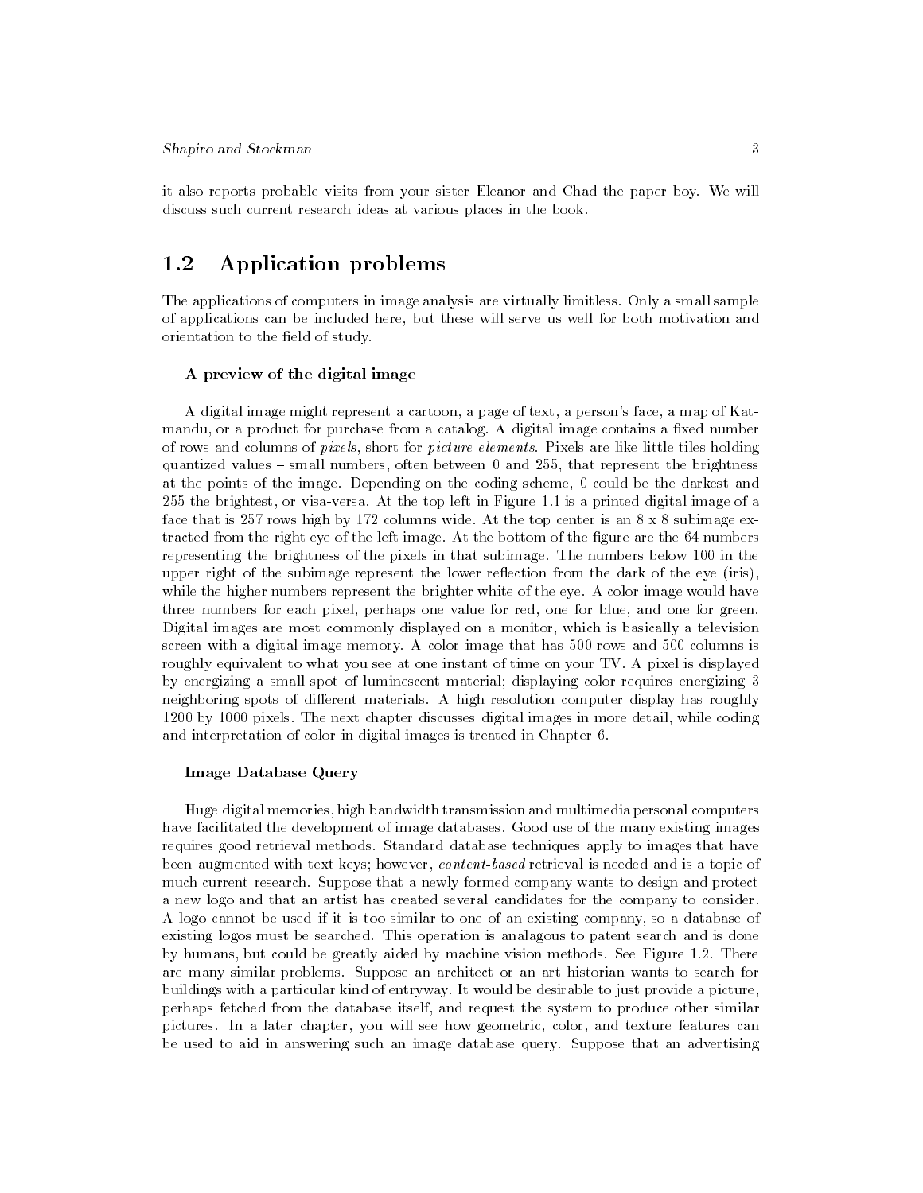it also reports probable visits from your sister Eleanor and Chad the paper boy. We will discuss such current research ideas at various places in the book.

## 1.2 Application problems

The applications of computers in image analysis are virtually limitless. Only a small sample of applications can be included here, but these will serve us well for both motivation and orientation to the field of study.

### A preview of the digital image

A digital image might represent a cartoon, a page of text, a person's face, a map of Katmandu, or a product for purchase from a catalog. A digital image contains a fixed number of rows and columns of *pixels*, short for *picture elements*. Pixels are like little tiles holding quantized values – small numbers, often between 0 and 255, that represent the brightness at the points of the image. Depending on the coding scheme, 0 could be the darkest and 255 the brightest, or visa-versa. At the top left in Figure 1.1 is a printed digital image of a face that is 257 rows high by 172 columns wide. At the top center is an 8 x 8 subimage extracted from the right eye of the left image. At the bottom of the figure are the 64 numbers representing the brightness of the pixels in that subimage. The numbers below 100 in the upper right of the subimage represent the lower reflection from the dark of the eye (iris), while the higher numbers represent the brighter white of the eye. A color image would have three numbers for each pixel, perhaps one value for red, one for blue, and one for green. Digital images are most commonly displayed on a monitor, which is basically a television screen with a digital image memory. A color image that has 500 rows and 500 columns is roughly equivalent to what you see at one instant of time on your TV. A pixel is displayed by energizing a small spot of luminescent material; displaying color requires energizing 3 neighboring spots of different materials. A high resolution computer display has roughly 1200 by 1000 pixels. The next chapter discusses digital images in more detail, while coding and interpretation of color in digital images is treated in Chapter 6.

### Image Database Query

Huge digital memories, high bandwidth transmission and multimedia personal computers have facilitated the development of image databases. Good use of the many existing images requires good retrieval methods. Standard database techniques apply to images that have been augmented with text keys; however, *content-based* retrieval is needed and is a topic of much current research. Suppose that a newly formed company wants to design and protect a new logo and that an artist has created several candidates for the company to consider. A logo cannot be used if it is too similar to one of an existing company, so a database of existing logos must be searched. This operation is analagous to patent search and is done by humans, but could be greatly aided by machine vision methods. See Figure 1.2. There are many similar problems. Suppose an architect or an art historian wants to search for buildings with a particular kind of entryway. It would be desirable to just provide a picture, perhaps fetched from the database itself, and request the system to produce other similar pictures. In a later chapter, you will see how geometric, color, and texture features can be used to aid in answering such an image database query. Suppose that an advertising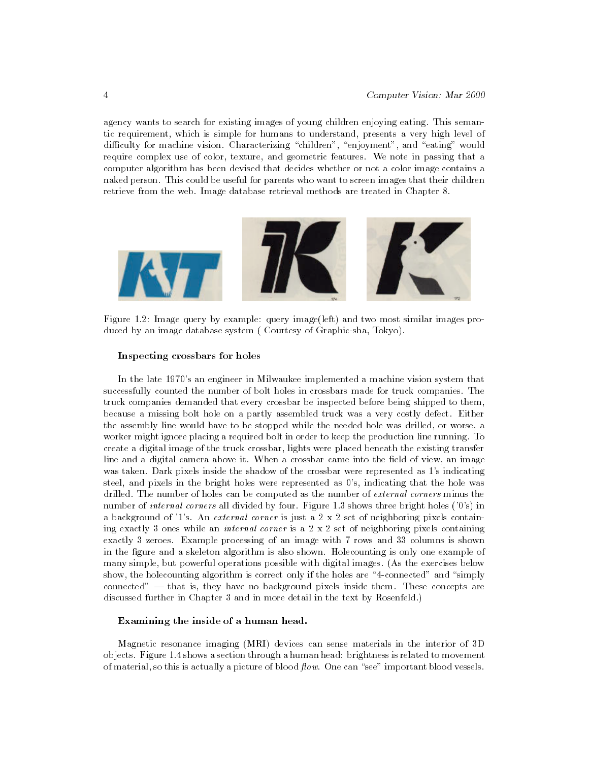agency wants to search for existing images of young children enjoying eating. This semantic requirement, which is simple for humans to understand, presents a very high level of difficulty for machine vision. Characterizing "children", "enjoyment", and "eating" would require complex use of color, texture, and geometric features. We note in passing that a computer algorithm has been devised that decides whether or not a color image contains a naked person. This could be useful for parents who want to screen images that their children retrieve from the web. Image database retrieval methods are treated in Chapter 8.

Figure 1.2: Image query by example: query image(left) and two most similar images produced by an image database system ( Courtesy of Graphic-sha, Tokyo).

#### Inspecting crossbars for holes

In the late 1970's an engineer in Milwaukee implemented a machine vision system that successfully counted the number of bolt holes in crossbars made for truck companies. The truck companies demanded that every crossbar be inspected before being shipped to them, because a missing bolt hole on a partly assembled truck was a very costly defect. Either the assembly line would have to be stopped while the needed hole was drilled, or worse, a worker might ignore placing a required bolt in order to keep the production line running. To create a digital image of the truck crossbar, lights were placed beneath the existing transfer line and a digital camera above it. When a crossbar came into the field of view, an image was taken. Dark pixels inside the shadow of the crossbar were represented as 1's indicating steel, and pixels in the bright holes were represented as 0's, indicating that the hole was drilled. The number of holes can be computed as the number of *external corners* minus the number of *internal corners* all divided by four. Figure 1.3 shows three bright holes ('0's) in a background of '1's. An *external corner* is just a 2 x 2 set of neighboring pixels containing exactly 3 ones while an *internal corner* is a 2 x 2 set of neighboring pixels containing exactly 3 zeroes. Example processing of an image with 7 rows and 33 columns is shown in the figure and a skeleton algorithm is also shown. Holecounting is only one example of many simple, but powerful operations possible with digital images. (As the exercises below show, the holecounting algorithm is correct only if the holes are "4-connected" and "simply connected" — that is, they have no background pixels inside them. These concepts are discussed further in Chapter 3 and in more detail in the text by Rosenfeld.)

#### Examining the inside of a human head.

Magnetic resonance imaging (MRI) devices can sense materials in the interior of 3D objects. Figure 1.4 shows a section through a human head: brightness is related to movement of material, so this is actually a picture of blood *flow*. One can "see" important blood vessels.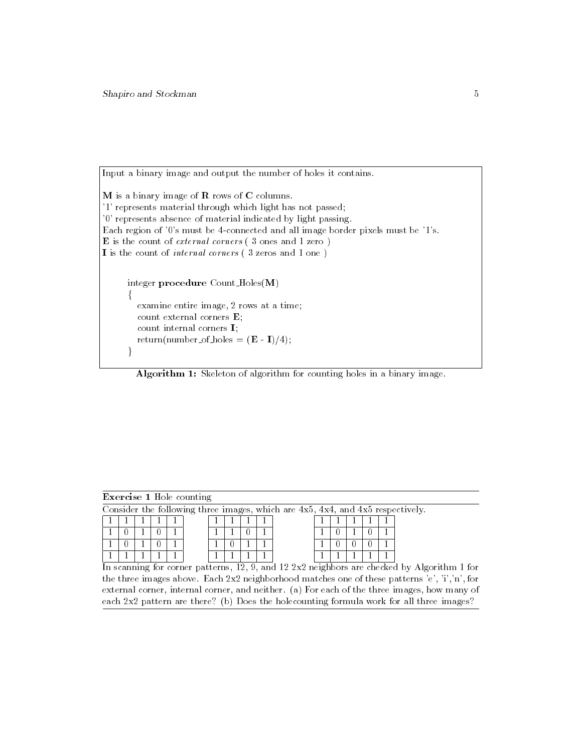Input a binary image and output the number of holes it contains.

**M** is a binary image of **R** rows of **C** columns.
'1' represents material through which light has not passed;
'0' represents absence of material indicated by light passing.
Each region of '0's must be 4-connected and all image border pixels must be '1's.
**E** is the count of *external corners* ( 3 ones and 1 zero )
**I** is the count of *internal corners* ( 3 zeros and 1 one )

```
integer procedure Count_Holes(M)
{
   examine entire image, 2 rows at a time;
   count external corners E;
   count internal corners I;
   return(number_of_holes = (E - I)/4);
}
```

**Algorithm 1:** Skeleton of algorithm for counting holes in a binary image.

**Exercise 1** Hole counting

Consider the following three images, which are 4x5, 4x4, and 4x5 respectively.

| | | | | |
|---|---|---|---|---|
| 1 | 1 | 1 | 1 | 1 |
| 1 | 0 | 1 | 0 | 1 |
| 1 | 0 | 1 | 0 | 1 |
| 1 | 1 | 1 | 1 | 1 |

| | | | |
|---|---|---|---|
| 1 | 1 | 1 | 1 |
| 1 | 1 | 0 | 1 |
| 1 | 0 | 1 | 1 |
| 1 | 1 | 1 | 1 |

| | | | | |
|---|---|---|---|---|
| 1 | 1 | 1 | 1 | 1 |
| 1 | 0 | 1 | 0 | 1 |
| 1 | 0 | 0 | 0 | 1 |
| 1 | 1 | 1 | 1 | 1 |

In scanning for corner patterns, 12, 9, and 12 2x2 neighbors are checked by Algorithm 1 for the three images above. Each 2x2 neighborhood matches one of these patterns 'e', 'i','n', for external corner, internal corner, and neither. (a) For each of the three images, how many of each 2x2 pattern are there? (b) Does the holecounting formula work for all three images?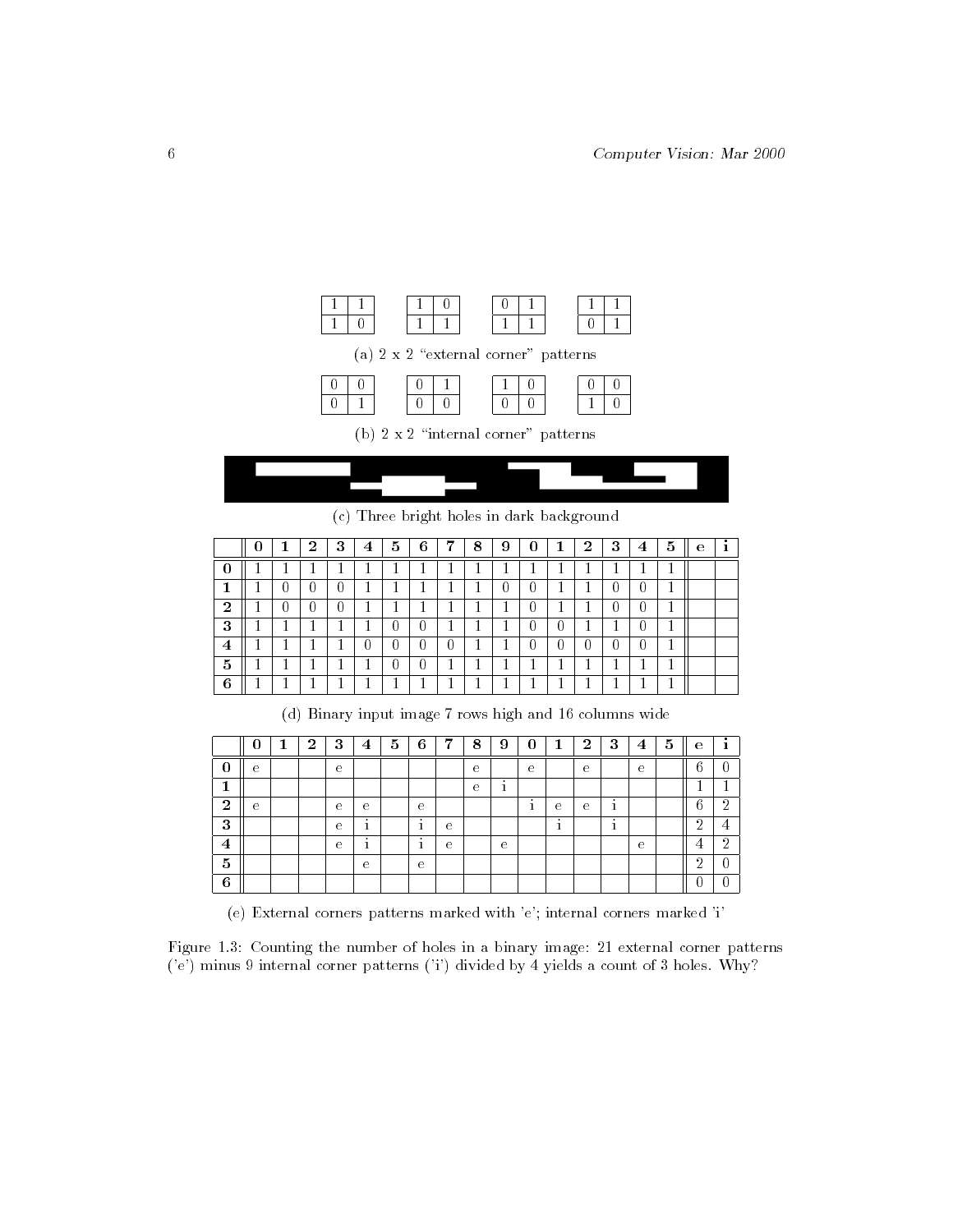| 1 | 1 |
|---|---|
| 1 | 0 |

| 1 | 0 |
|---|---|
| 1 | 1 |

| 0 | 1 |
|---|---|
| 1 | 1 |

| 1 | 1 |
|---|---|
| 0 | 1 |

(a) 2 x 2 "external corner" patterns

| 0 | 0 |
|---|---|
| 0 | 1 |

| 0 | 1 |
|---|---|
| 0 | 0 |

| 1 | 0 |
|---|---|
| 0 | 0 |

| 0 | 0 |
|---|---|
| 1 | 0 |

(b) 2 x 2 "internal corner" patterns

(c) Three bright holes in dark background

| | **0** | **1** | **2** | **3** | **4** | **5** | **6** | **7** | **8** | **9** | **0** | **1** | **2** | **3** | **4** | **5** | **e** | **i** |
|---|---|---|---|---|---|---|---|---|---|---|---|---|---|---|---|---|---|---|
| **0** | 1 | 1 | 1 | 1 | 1 | 1 | 1 | 1 | 1 | 1 | 1 | 1 | 1 | 1 | 1 | 1 | | |
| **1** | 1 | 0 | 0 | 0 | 1 | 1 | 1 | 1 | 1 | 0 | 0 | 1 | 1 | 0 | 0 | 1 | | |
| **2** | 1 | 0 | 0 | 0 | 1 | 1 | 1 | 1 | 1 | 1 | 0 | 1 | 1 | 0 | 0 | 1 | | |
| **3** | 1 | 1 | 1 | 1 | 1 | 0 | 0 | 1 | 1 | 1 | 0 | 0 | 1 | 1 | 0 | 1 | | |
| **4** | 1 | 1 | 1 | 1 | 0 | 0 | 0 | 0 | 1 | 1 | 0 | 0 | 0 | 0 | 0 | 1 | | |
| **5** | 1 | 1 | 1 | 1 | 1 | 0 | 0 | 1 | 1 | 1 | 1 | 1 | 1 | 1 | 1 | 1 | | |
| **6** | 1 | 1 | 1 | 1 | 1 | 1 | 1 | 1 | 1 | 1 | 1 | 1 | 1 | 1 | 1 | 1 | | |

(d) Binary input image 7 rows high and 16 columns wide

| | **0** | **1** | **2** | **3** | **4** | **5** | **6** | **7** | **8** | **9** | **0** | **1** | **2** | **3** | **4** | **5** | **e** | **i** |
|---|---|---|---|---|---|---|---|---|---|---|---|---|---|---|---|---|---|---|
| **0** | e | | | e | | | | | e | | e | | e | | e | | 6 | 0 |
| **1** | | | | | | | | | e | i | | | | | | | 1 | 1 |
| **2** | e | | | e | e | | e | | | | i | e | e | i | | | 6 | 2 |
| **3** | | | | e | i | | i | e | | | | i | | i | | | 2 | 4 |
| **4** | | | | e | i | | i | e | | e | | | | | e | | 4 | 2 |
| **5** | | | | | e | | e | | | | | | | | | | 2 | 0 |
| **6** | | | | | | | | | | | | | | | | | 0 | 0 |

(e) External corners patterns marked with 'e'; internal corners marked 'i'

Figure 1.3: Counting the number of holes in a binary image: 21 external corner patterns ('e') minus 9 internal corner patterns ('i') divided by 4 yields a count of 3 holes. Why?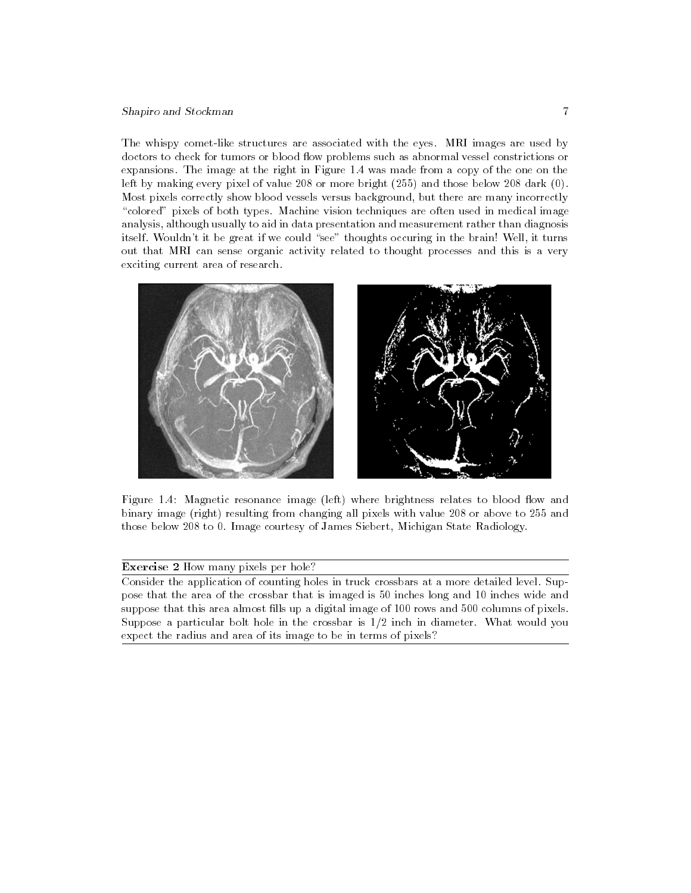The whispy comet-like structures are associated with the eyes. MRI images are used by doctors to check for tumors or blood flow problems such as abnormal vessel constrictions or expansions. The image at the right in Figure 1.4 was made from a copy of the one on the left by making every pixel of value 208 or more bright (255) and those below 208 dark (0). Most pixels correctly show blood vessels versus background, but there are many incorrectly "colored" pixels of both types. Machine vision techniques are often used in medical image analysis, although usually to aid in data presentation and measurement rather than diagnosis itself. Wouldn't it be great if we could "see" thoughts occuring in the brain! Well, it turns out that MRI can sense organic activity related to thought processes and this is a very exciting current area of research.

Figure 1.4: Magnetic resonance image (left) where brightness relates to blood flow and binary image (right) resulting from changing all pixels with value 208 or above to 255 and those below 208 to 0. Image courtesy of James Siebert, Michigan State Radiology.

---

**Exercise 2** How many pixels per hole?

Consider the application of counting holes in truck crossbars at a more detailed level. Suppose that the area of the crossbar that is imaged is 50 inches long and 10 inches wide and suppose that this area almost fills up a digital image of 100 rows and 500 columns of pixels. Suppose a particular bolt hole in the crossbar is 1/2 inch in diameter. What would you expect the radius and area of its image to be in terms of pixels?

---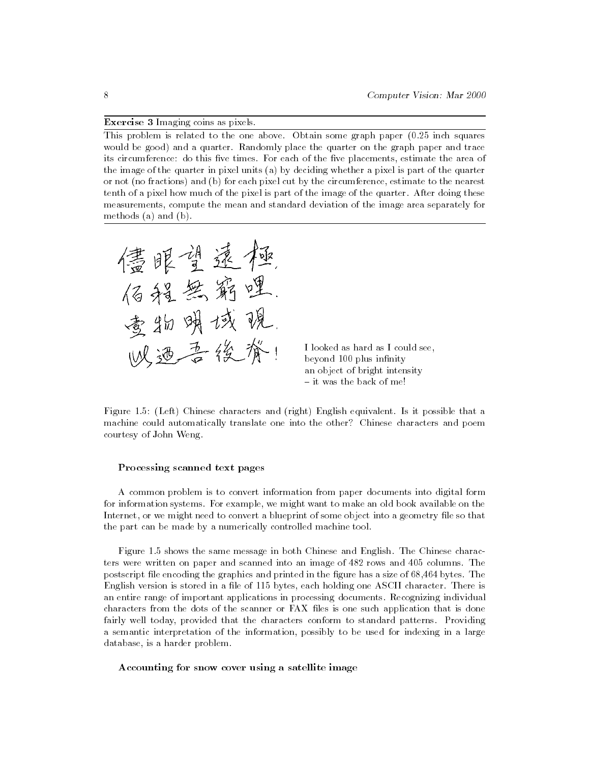**Exercise 3** Imaging coins as pixels.

This problem is related to the one above. Obtain some graph paper (0.25 inch squares would be good) and a quarter. Randomly place the quarter on the graph paper and trace its circumference: do this five times. For each of the five placements, estimate the area of the image of the quarter in pixel units (a) by deciding whether a pixel is part of the quarter or not (no fractions) and (b) for each pixel cut by the circumference, estimate to the nearest tenth of a pixel how much of the pixel is part of the image of the quarter. After doing these measurements, compute the mean and standard deviation of the image area separately for methods (a) and (b).

I looked as hard as I could see,
beyond 100 plus infinity
an object of bright intensity
– it was the back of me!

Figure 1.5: (Left) Chinese characters and (right) English equivalent. Is it possible that a machine could automatically translate one into the other? Chinese characters and poem courtesy of John Weng.

### Processing scanned text pages

A common problem is to convert information from paper documents into digital form for information systems. For example, we might want to make an old book available on the Internet, or we might need to convert a blueprint of some object into a geometry file so that the part can be made by a numerically controlled machine tool.

Figure 1.5 shows the same message in both Chinese and English. The Chinese characters were written on paper and scanned into an image of 482 rows and 405 columns. The postscript file encoding the graphics and printed in the figure has a size of 68,464 bytes. The English version is stored in a file of 115 bytes, each holding one ASCII character. There is an entire range of important applications in processing documents. Recognizing individual characters from the dots of the scanner or FAX files is one such application that is done fairly well today, provided that the characters conform to standard patterns. Providing a semantic interpretation of the information, possibly to be used for indexing in a large database, is a harder problem.

### Accounting for snow cover using a satellite image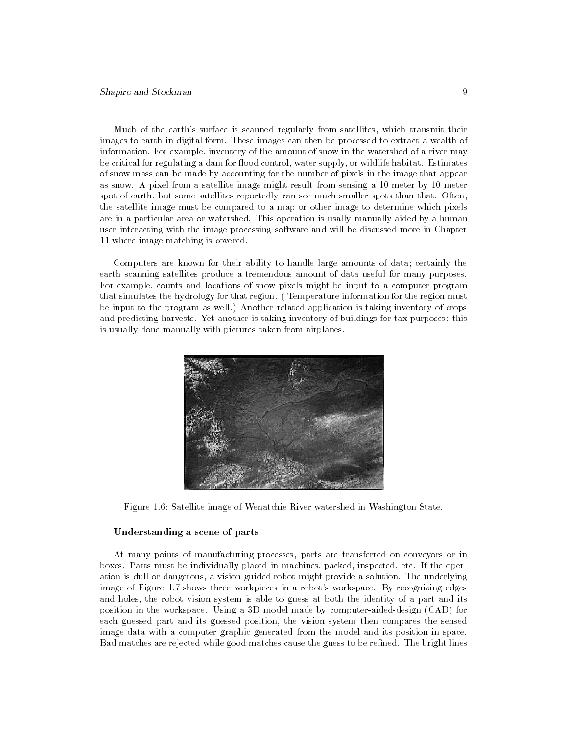Much of the earth's surface is scanned regularly from satellites, which transmit their images to earth in digital form. These images can then be processed to extract a wealth of information. For example, inventory of the amount of snow in the watershed of a river may be critical for regulating a dam for flood control, water supply, or wildlife habitat. Estimates of snow mass can be made by accounting for the number of pixels in the image that appear as snow. A pixel from a satellite image might result from sensing a 10 meter by 10 meter spot of earth, but some satellites reportedly can see much smaller spots than that. Often, the satellite image must be compared to a map or other image to determine which pixels are in a particular area or watershed. This operation is usally manually-aided by a human user interacting with the image processing software and will be discussed more in Chapter 11 where image matching is covered.

Computers are known for their ability to handle large amounts of data; certainly the earth scanning satellites produce a tremendous amount of data useful for many purposes. For example, counts and locations of snow pixels might be input to a computer program that simulates the hydrology for that region. ( Temperature information for the region must be input to the program as well.) Another related application is taking inventory of crops and predicting harvests. Yet another is taking inventory of buildings for tax purposes: this is usually done manually with pictures taken from airplanes.

Figure 1.6: Satellite image of Wenatchie River watershed in Washington State.

### Understanding a scene of parts

At many points of manufacturing processes, parts are transferred on conveyors or in boxes. Parts must be individually placed in machines, packed, inspected, etc. If the operation is dull or dangerous, a vision-guided robot might provide a solution. The underlying image of Figure 1.7 shows three workpieces in a robot's workspace. By recognizing edges and holes, the robot vision system is able to guess at both the identity of a part and its position in the workspace. Using a 3D model made by computer-aided-design (CAD) for each guessed part and its guessed position, the vision system then compares the sensed image data with a computer graphic generated from the model and its position in space. Bad matches are rejected while good matches cause the guess to be refined. The bright lines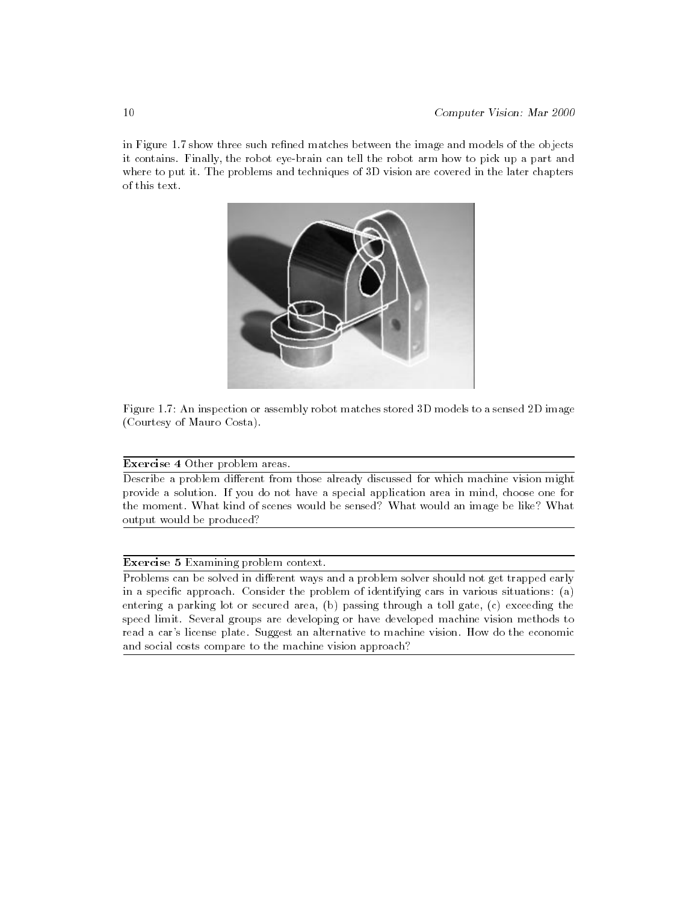in Figure 1.7 show three such refined matches between the image and models of the objects it contains. Finally, the robot eye-brain can tell the robot arm how to pick up a part and where to put it. The problems and techniques of 3D vision are covered in the later chapters of this text.

Figure 1.7: An inspection or assembly robot matches stored 3D models to a sensed 2D image (Courtesy of Mauro Costa).

---

**Exercise 4** Other problem areas.

Describe a problem different from those already discussed for which machine vision might provide a solution. If you do not have a special application area in mind, choose one for the moment. What kind of scenes would be sensed? What would an image be like? What output would be produced?

---

**Exercise 5** Examining problem context.

Problems can be solved in different ways and a problem solver should not get trapped early in a specific approach. Consider the problem of identifying cars in various situations: (a) entering a parking lot or secured area, (b) passing through a toll gate, (c) exceeding the speed limit. Several groups are developing or have developed machine vision methods to read a car's license plate. Suggest an alternative to machine vision. How do the economic and social costs compare to the machine vision approach?

---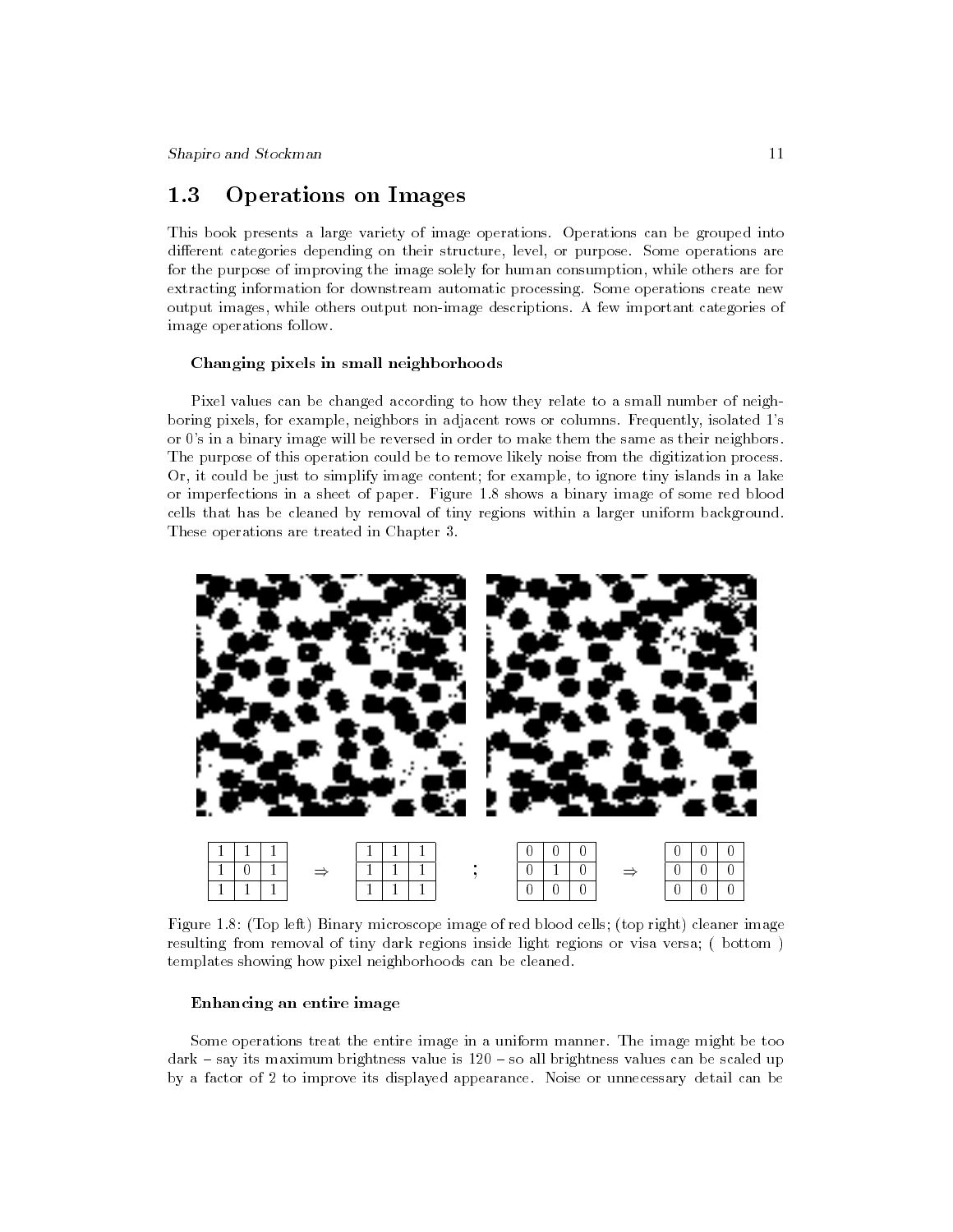## 1.3 Operations on Images

This book presents a large variety of image operations. Operations can be grouped into different categories depending on their structure, level, or purpose. Some operations are for the purpose of improving the image solely for human consumption, while others are for extracting information for downstream automatic processing. Some operations create new output images, while others output non-image descriptions. A few important categories of image operations follow.

#### Changing pixels in small neighborhoods

Pixel values can be changed according to how they relate to a small number of neighboring pixels, for example, neighbors in adjacent rows or columns. Frequently, isolated 1's or 0's in a binary image will be reversed in order to make them the same as their neighbors. The purpose of this operation could be to remove likely noise from the digitization process. Or, it could be just to simplify image content; for example, to ignore tiny islands in a lake or imperfections in a sheet of paper. Figure 1.8 shows a binary image of some red blood cells that has be cleaned by removal of tiny regions within a larger uniform background. These operations are treated in Chapter 3.

| 1 | 1 | 1 |
|---|---|---|
| 1 | 0 | 1 |
| 1 | 1 | 1 |

⇒

| 1 | 1 | 1 |
|---|---|---|
| 1 | 1 | 1 |
| 1 | 1 | 1 |

;

| 0 | 0 | 0 |
|---|---|---|
| 0 | 1 | 0 |
| 0 | 0 | 0 |

⇒

| 0 | 0 | 0 |
|---|---|---|
| 0 | 0 | 0 |
| 0 | 0 | 0 |

Figure 1.8: (Top left) Binary microscope image of red blood cells; (top right) cleaner image resulting from removal of tiny dark regions inside light regions or visa versa; ( bottom ) templates showing how pixel neighborhoods can be cleaned.

#### Enhancing an entire image

Some operations treat the entire image in a uniform manner. The image might be too dark – say its maximum brightness value is 120 – so all brightness values can be scaled up by a factor of 2 to improve its displayed appearance. Noise or unnecessary detail can be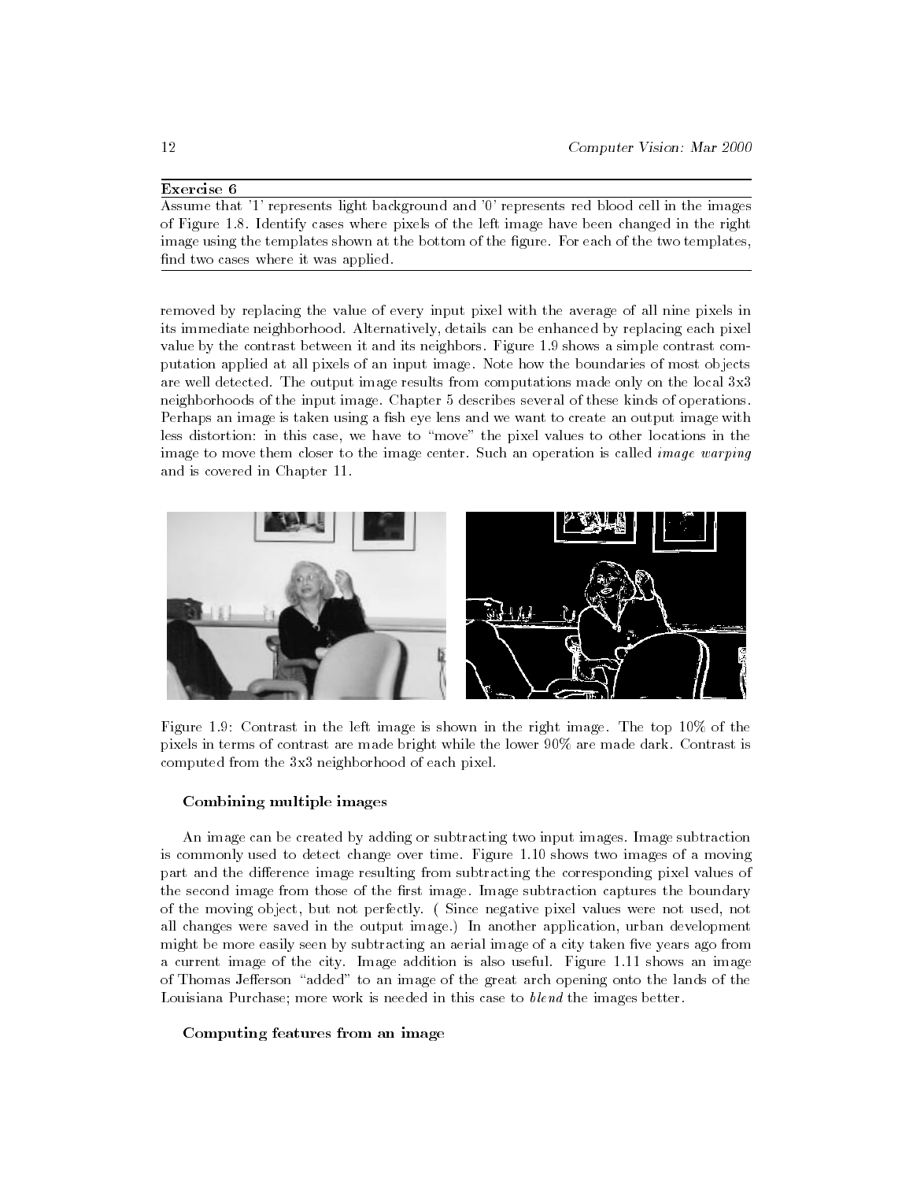**Exercise 6**

Assume that '1' represents light background and '0' represents red blood cell in the images of Figure 1.8. Identify cases where pixels of the left image have been changed in the right image using the templates shown at the bottom of the figure. For each of the two templates, find two cases where it was applied.

---

removed by replacing the value of every input pixel with the average of all nine pixels in its immediate neighborhood. Alternatively, details can be enhanced by replacing each pixel value by the contrast between it and its neighbors. Figure 1.9 shows a simple contrast computation applied at all pixels of an input image. Note how the boundaries of most objects are well detected. The output image results from computations made only on the local 3x3 neighborhoods of the input image. Chapter 5 describes several of these kinds of operations. Perhaps an image is taken using a fish eye lens and we want to create an output image with less distortion: in this case, we have to "move" the pixel values to other locations in the image to move them closer to the image center. Such an operation is called *image warping* and is covered in Chapter 11.

Figure 1.9: Contrast in the left image is shown in the right image. The top 10% of the pixels in terms of contrast are made bright while the lower 90% are made dark. Contrast is computed from the 3x3 neighborhood of each pixel.

#### Combining multiple images

An image can be created by adding or subtracting two input images. Image subtraction is commonly used to detect change over time. Figure 1.10 shows two images of a moving part and the difference image resulting from subtracting the corresponding pixel values of the second image from those of the first image. Image subtraction captures the boundary of the moving object, but not perfectly. ( Since negative pixel values were not used, not all changes were saved in the output image.) In another application, urban development might be more easily seen by subtracting an aerial image of a city taken five years ago from a current image of the city. Image addition is also useful. Figure 1.11 shows an image of Thomas Jefferson "added" to an image of the great arch opening onto the lands of the Louisiana Purchase; more work is needed in this case to *blend* the images better.

#### Computing features from an image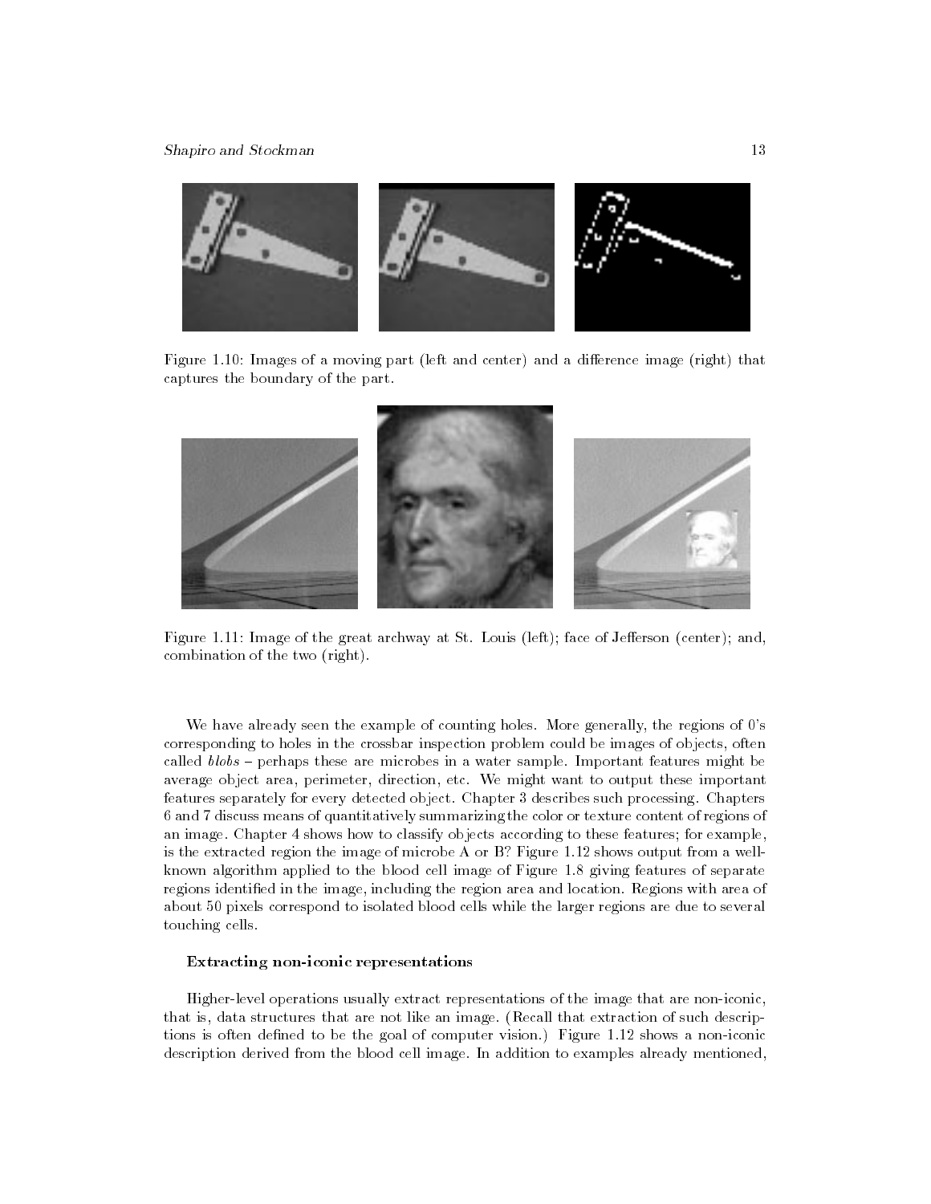Figure 1.10: Images of a moving part (left and center) and a difference image (right) that captures the boundary of the part.

Figure 1.11: Image of the great archway at St. Louis (left); face of Jefferson (center); and, combination of the two (right).

We have already seen the example of counting holes. More generally, the regions of 0's corresponding to holes in the crossbar inspection problem could be images of objects, often called *blobs* – perhaps these are microbes in a water sample. Important features might be average object area, perimeter, direction, etc. We might want to output these important features separately for every detected object. Chapter 3 describes such processing. Chapters 6 and 7 discuss means of quantitatively summarizing the color or texture content of regions of an image. Chapter 4 shows how to classify objects according to these features; for example, is the extracted region the image of microbe A or B? Figure 1.12 shows output from a well-known algorithm applied to the blood cell image of Figure 1.8 giving features of separate regions identified in the image, including the region area and location. Regions with area of about 50 pixels correspond to isolated blood cells while the larger regions are due to several touching cells.

### Extracting non-iconic representations

Higher-level operations usually extract representations of the image that are non-iconic, that is, data structures that are not like an image. (Recall that extraction of such descriptions is often defined to be the goal of computer vision.) Figure 1.12 shows a non-iconic description derived from the blood cell image. In addition to examples already mentioned,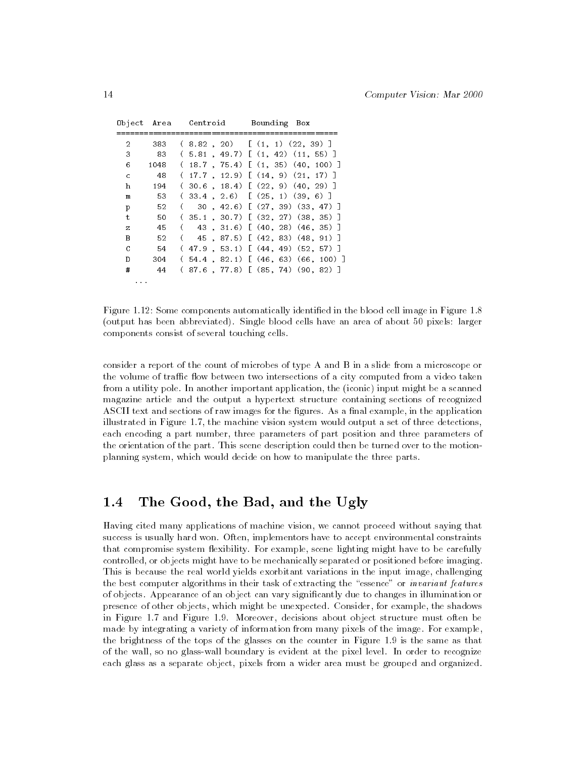| Object | Area | Centroid | Bounding Box |
|---|---|---|---|
| 2 | 383 | ( 8.82 , 20) | [ (1, 1) (22, 39) ] |
| 3 | 83 | ( 5.81 , 49.7) | [ (1, 42) (11, 55) ] |
| 6 | 1048 | ( 18.7 , 75.4) | [ (1, 35) (40, 100) ] |
| c | 48 | ( 17.7 , 12.9) | [ (14, 9) (21, 17) ] |
| h | 194 | ( 30.6 , 18.4) | [ (22, 9) (40, 29) ] |
| m | 53 | ( 33.4 , 2.6) | [ (25, 1) (39, 6) ] |
| p | 52 | ( 30 , 42.6) | [ (27, 39) (33, 47) ] |
| t | 50 | ( 35.1 , 30.7) | [ (32, 27) (38, 35) ] |
| z | 45 | ( 43 , 31.6) | [ (40, 28) (46, 35) ] |
| B | 52 | ( 45 , 87.5) | [ (42, 83) (48, 91) ] |
| C | 54 | ( 47.9 , 53.1) | [ (44, 49) (52, 57) ] |
| D | 304 | ( 54.4 , 82.1) | [ (46, 63) (66, 100) ] |
| # | 44 | ( 87.6 , 77.8) | [ (85, 74) (90, 82) ] |
| ... | | | |

Figure 1.12: Some components automatically identified in the blood cell image in Figure 1.8 (output has been abbreviated). Single blood cells have an area of about 50 pixels: larger components consist of several touching cells.

consider a report of the count of microbes of type A and B in a slide from a microscope or the volume of traffic flow between two intersections of a city computed from a video taken from a utility pole. In another important application, the (iconic) input might be a scanned magazine article and the output a hypertext structure containing sections of recognized ASCII text and sections of raw images for the figures. As a final example, in the application illustrated in Figure 1.7, the machine vision system would output a set of three detections, each encoding a part number, three parameters of part position and three parameters of the orientation of the part. This scene description could then be turned over to the motion-planning system, which would decide on how to manipulate the three parts.

## 1.4 The Good, the Bad, and the Ugly

Having cited many applications of machine vision, we cannot proceed without saying that success is usually hard won. Often, implementors have to accept environmental constraints that compromise system flexibility. For example, scene lighting might have to be carefully controlled, or objects might have to be mechanically separated or positioned before imaging. This is because the real world yields exorbitant variations in the input image, challenging the best computer algorithms in their task of extracting the "essence" or *invariant features* of objects. Appearance of an object can vary significantly due to changes in illumination or presence of other objects, which might be unexpected. Consider, for example, the shadows in Figure 1.7 and Figure 1.9. Moreover, decisions about object structure must often be made by integrating a variety of information from many pixels of the image. For example, the brightness of the tops of the glasses on the counter in Figure 1.9 is the same as that of the wall, so no glass-wall boundary is evident at the pixel level. In order to recognize each glass as a separate object, pixels from a wider area must be grouped and organized.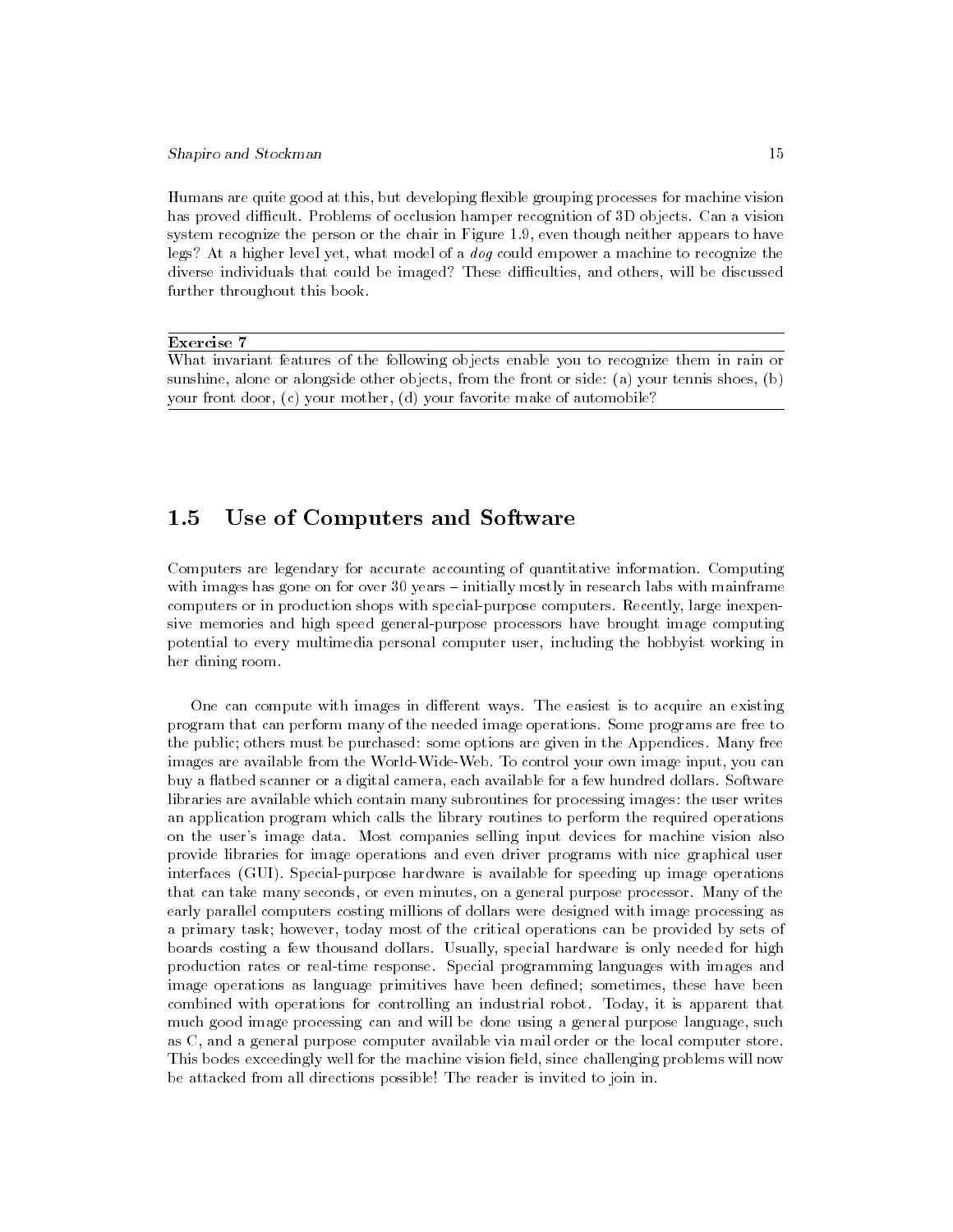Humans are quite good at this, but developing flexible grouping processes for machine vision has proved difficult. Problems of occlusion hamper recognition of 3D objects. Can a vision system recognize the person or the chair in Figure 1.9, even though neither appears to have legs? At a higher level yet, what model of a *dog* could empower a machine to recognize the diverse individuals that could be imaged? These difficulties, and others, will be discussed further throughout this book.

---

**Exercise 7**

---

What invariant features of the following objects enable you to recognize them in rain or sunshine, alone or alongside other objects, from the front or side: (a) your tennis shoes, (b) your front door, (c) your mother, (d) your favorite make of automobile?

---

## 1.5 Use of Computers and Software

Computers are legendary for accurate accounting of quantitative information. Computing with images has gone on for over 30 years – initially mostly in research labs with mainframe computers or in production shops with special-purpose computers. Recently, large inexpensive memories and high speed general-purpose processors have brought image computing potential to every multimedia personal computer user, including the hobbyist working in her dining room.

One can compute with images in different ways. The easiest is to acquire an existing program that can perform many of the needed image operations. Some programs are free to the public; others must be purchased: some options are given in the Appendices. Many free images are available from the World-Wide-Web. To control your own image input, you can buy a flatbed scanner or a digital camera, each available for a few hundred dollars. Software libraries are available which contain many subroutines for processing images: the user writes an application program which calls the library routines to perform the required operations on the user's image data. Most companies selling input devices for machine vision also provide libraries for image operations and even driver programs with nice graphical user interfaces (GUI). Special-purpose hardware is available for speeding up image operations that can take many seconds, or even minutes, on a general purpose processor. Many of the early parallel computers costing millions of dollars were designed with image processing as a primary task; however, today most of the critical operations can be provided by sets of boards costing a few thousand dollars. Usually, special hardware is only needed for high production rates or real-time response. Special programming languages with images and image operations as language primitives have been defined; sometimes, these have been combined with operations for controlling an industrial robot. Today, it is apparent that much good image processing can and will be done using a general purpose language, such as C, and a general purpose computer available via mail order or the local computer store. This bodes exceedingly well for the machine vision field, since challenging problems will now be attacked from all directions possible! The reader is invited to join in.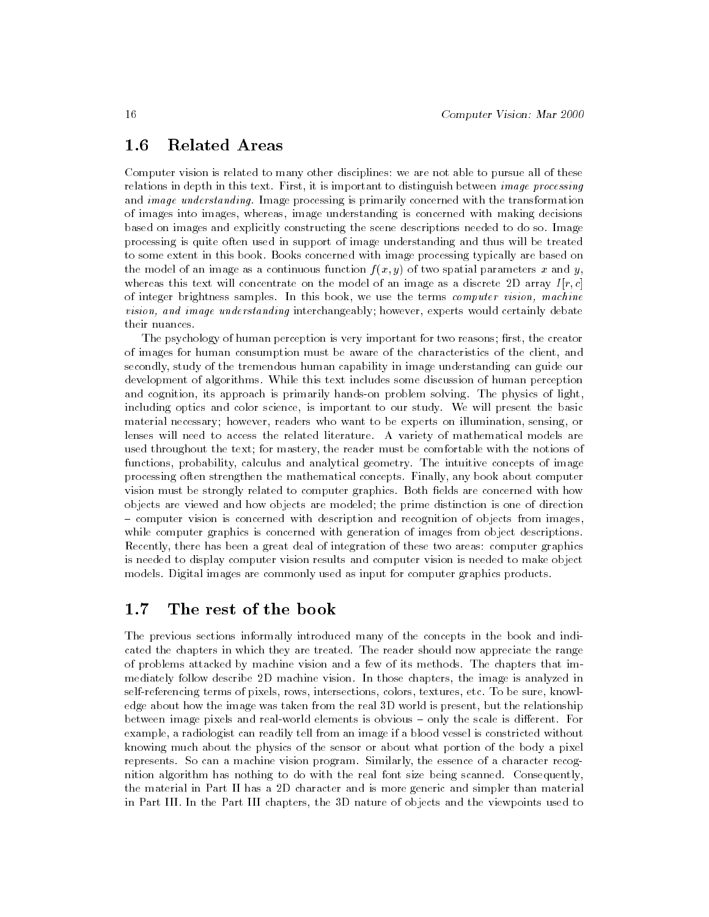## 1.6 Related Areas

Computer vision is related to many other disciplines: we are not able to pursue all of these relations in depth in this text. First, it is important to distinguish between *image processing* and *image understanding*. Image processing is primarily concerned with the transformation of images into images, whereas, image understanding is concerned with making decisions based on images and explicitly constructing the scene descriptions needed to do so. Image processing is quite often used in support of image understanding and thus will be treated to some extent in this book. Books concerned with image processing typically are based on the model of an image as a continuous function $f(x, y)$ of two spatial parameters $x$ and $y$, whereas this text will concentrate on the model of an image as a discrete 2D array $I[r, c]$ of integer brightness samples. In this book, we use the terms *computer vision, machine vision, and image understanding* interchangeably; however, experts would certainly debate their nuances.

The psychology of human perception is very important for two reasons; first, the creator of images for human consumption must be aware of the characteristics of the client, and secondly, study of the tremendous human capability in image understanding can guide our development of algorithms. While this text includes some discussion of human perception and cognition, its approach is primarily hands-on problem solving. The physics of light, including optics and color science, is important to our study. We will present the basic material necessary; however, readers who want to be experts on illumination, sensing, or lenses will need to access the related literature. A variety of mathematical models are used throughout the text; for mastery, the reader must be comfortable with the notions of functions, probability, calculus and analytical geometry. The intuitive concepts of image processing often strengthen the mathematical concepts. Finally, any book about computer vision must be strongly related to computer graphics. Both fields are concerned with how objects are viewed and how objects are modeled; the prime distinction is one of direction – computer vision is concerned with description and recognition of objects from images, while computer graphics is concerned with generation of images from object descriptions. Recently, there has been a great deal of integration of these two areas: computer graphics is needed to display computer vision results and computer vision is needed to make object models. Digital images are commonly used as input for computer graphics products.

## 1.7 The rest of the book

The previous sections informally introduced many of the concepts in the book and indicated the chapters in which they are treated. The reader should now appreciate the range of problems attacked by machine vision and a few of its methods. The chapters that immediately follow describe 2D machine vision. In those chapters, the image is analyzed in self-referencing terms of pixels, rows, intersections, colors, textures, etc. To be sure, knowledge about how the image was taken from the real 3D world is present, but the relationship between image pixels and real-world elements is obvious – only the scale is different. For example, a radiologist can readily tell from an image if a blood vessel is constricted without knowing much about the physics of the sensor or about what portion of the body a pixel represents. So can a machine vision program. Similarly, the essence of a character recognition algorithm has nothing to do with the real font size being scanned. Consequently, the material in Part II has a 2D character and is more generic and simpler than material in Part III. In the Part III chapters, the 3D nature of objects and the viewpoints used to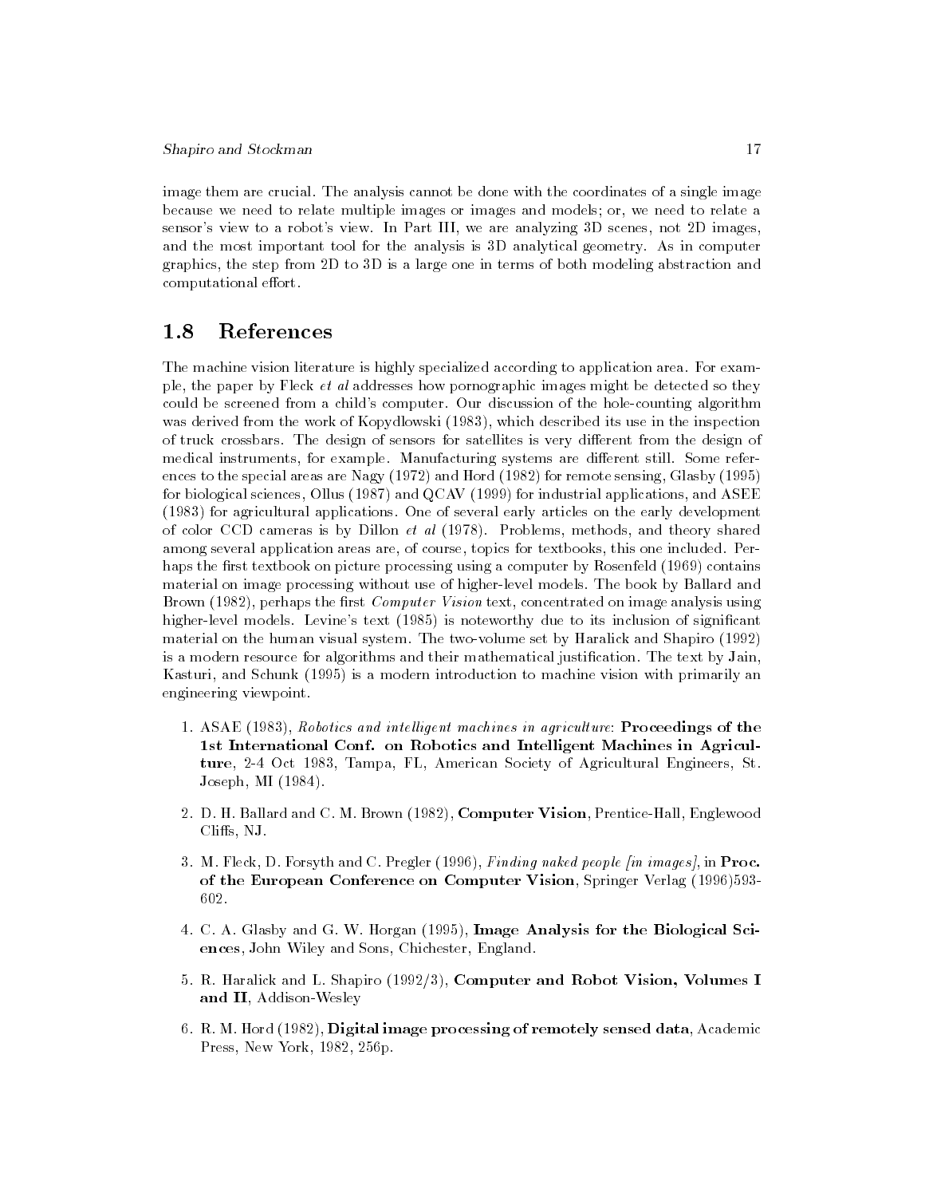image them are crucial. The analysis cannot be done with the coordinates of a single image because we need to relate multiple images or images and models; or, we need to relate a sensor's view to a robot's view. In Part III, we are analyzing 3D scenes, not 2D images, and the most important tool for the analysis is 3D analytical geometry. As in computer graphics, the step from 2D to 3D is a large one in terms of both modeling abstraction and computational effort.

## 1.8 References

The machine vision literature is highly specialized according to application area. For example, the paper by Fleck *et al* addresses how pornographic images might be detected so they could be screened from a child's computer. Our discussion of the hole-counting algorithm was derived from the work of Kopydlowski (1983), which described its use in the inspection of truck crossbars. The design of sensors for satellites is very different from the design of medical instruments, for example. Manufacturing systems are different still. Some references to the special areas are Nagy (1972) and Hord (1982) for remote sensing, Glasby (1995) for biological sciences, Ollus (1987) and QCAV (1999) for industrial applications, and ASEE (1983) for agricultural applications. One of several early articles on the early development of color CCD cameras is by Dillon *et al* (1978). Problems, methods, and theory shared among several application areas are, of course, topics for textbooks, this one included. Perhaps the first textbook on picture processing using a computer by Rosenfeld (1969) contains material on image processing without use of higher-level models. The book by Ballard and Brown (1982), perhaps the first *Computer Vision* text, concentrated on image analysis using higher-level models. Levine's text (1985) is noteworthy due to its inclusion of significant material on the human visual system. The two-volume set by Haralick and Shapiro (1992) is a modern resource for algorithms and their mathematical justification. The text by Jain, Kasturi, and Schunk (1995) is a modern introduction to machine vision with primarily an engineering viewpoint.

1. ASAE (1983), *Robotics and intelligent machines in agriculture*: **Proceedings of the 1st International Conf. on Robotics and Intelligent Machines in Agriculture**, 2-4 Oct 1983, Tampa, FL, American Society of Agricultural Engineers, St. Joseph, MI (1984).

2. D. H. Ballard and C. M. Brown (1982), **Computer Vision**, Prentice-Hall, Englewood Cliffs, NJ.

3. M. Fleck, D. Forsyth and C. Pregler (1996), *Finding naked people [in images]*, in **Proc. of the European Conference on Computer Vision**, Springer Verlag (1996)593-602.

4. C. A. Glasby and G. W. Horgan (1995), **Image Analysis for the Biological Sciences**, John Wiley and Sons, Chichester, England.

5. R. Haralick and L. Shapiro (1992/3), **Computer and Robot Vision, Volumes I and II**, Addison-Wesley

6. R. M. Hord (1982), **Digital image processing of remotely sensed data**, Academic Press, New York, 1982, 256p.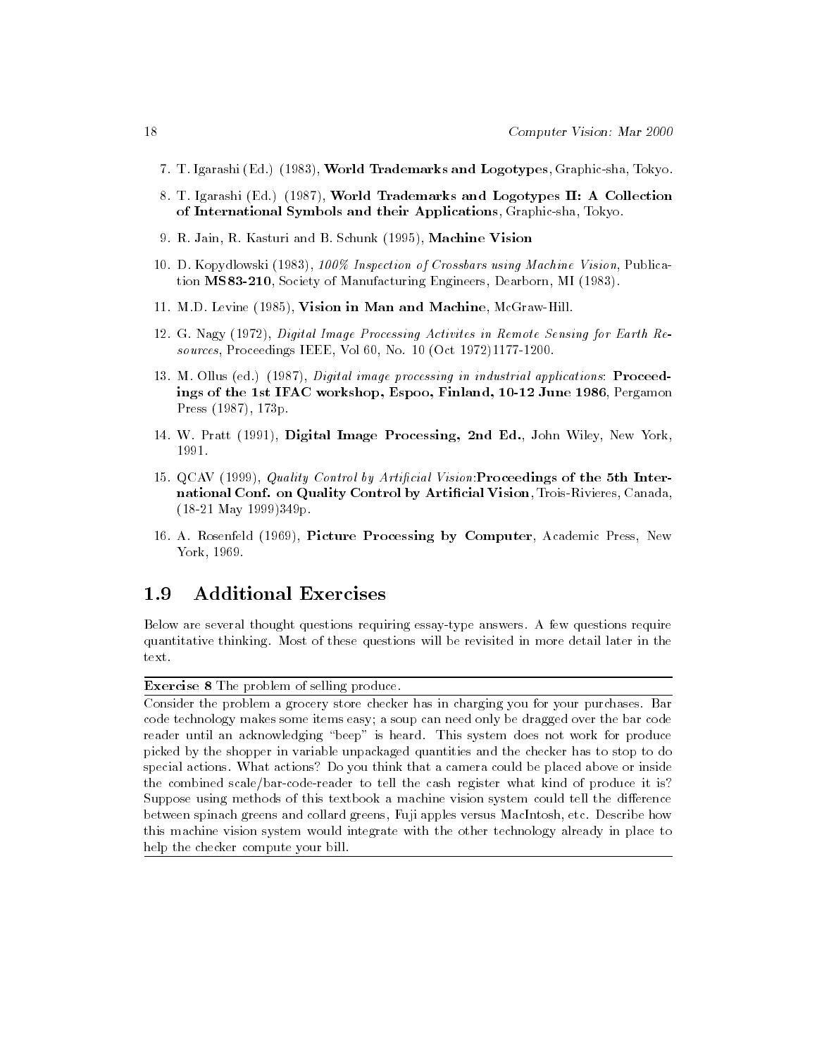7. T. Igarashi (Ed.) (1983), **World Trademarks and Logotypes**, Graphic-sha, Tokyo.

8. T. Igarashi (Ed.) (1987), **World Trademarks and Logotypes II: A Collection of International Symbols and their Applications**, Graphic-sha, Tokyo.

9. R. Jain, R. Kasturi and B. Schunk (1995), **Machine Vision**

10. D. Kopydlowski (1983), *100% Inspection of Crossbars using Machine Vision*, Publication **MS83-210**, Society of Manufacturing Engineers, Dearborn, MI (1983).

11. M.D. Levine (1985), **Vision in Man and Machine**, McGraw-Hill.

12. G. Nagy (1972), *Digital Image Processing Activites in Remote Sensing for Earth Resources*, Proceedings IEEE, Vol 60, No. 10 (Oct 1972)1177-1200.

13. M. Ollus (ed.) (1987), *Digital image processing in industrial applications*: **Proceedings of the 1st IFAC workshop, Espoo, Finland, 10-12 June 1986**, Pergamon Press (1987), 173p.

14. W. Pratt (1991), **Digital Image Processing, 2nd Ed.**, John Wiley, New York, 1991.

15. QCAV (1999), *Quality Control by Artificial Vision*:**Proceedings of the 5th International Conf. on Quality Control by Artificial Vision**, Trois-Rivieres, Canada, (18-21 May 1999)349p.

16. A. Rosenfeld (1969), **Picture Processing by Computer**, Academic Press, New York, 1969.

## 1.9 Additional Exercises

Below are several thought questions requiring essay-type answers. A few questions require quantitative thinking. Most of these questions will be revisited in more detail later in the text.

---

**Exercise 8** The problem of selling produce.

---

Consider the problem a grocery store checker has in charging you for your purchases. Bar code technology makes some items easy; a soup can need only be dragged over the bar code reader until an acknowledging "beep" is heard. This system does not work for produce picked by the shopper in variable unpackaged quantities and the checker has to stop to do special actions. What actions? Do you think that a camera could be placed above or inside the combined scale/bar-code-reader to tell the cash register what kind of produce it is? Suppose using methods of this textbook a machine vision system could tell the difference between spinach greens and collard greens, Fuji apples versus MacIntosh, etc. Describe how this machine vision system would integrate with the other technology already in place to help the checker compute your bill.

---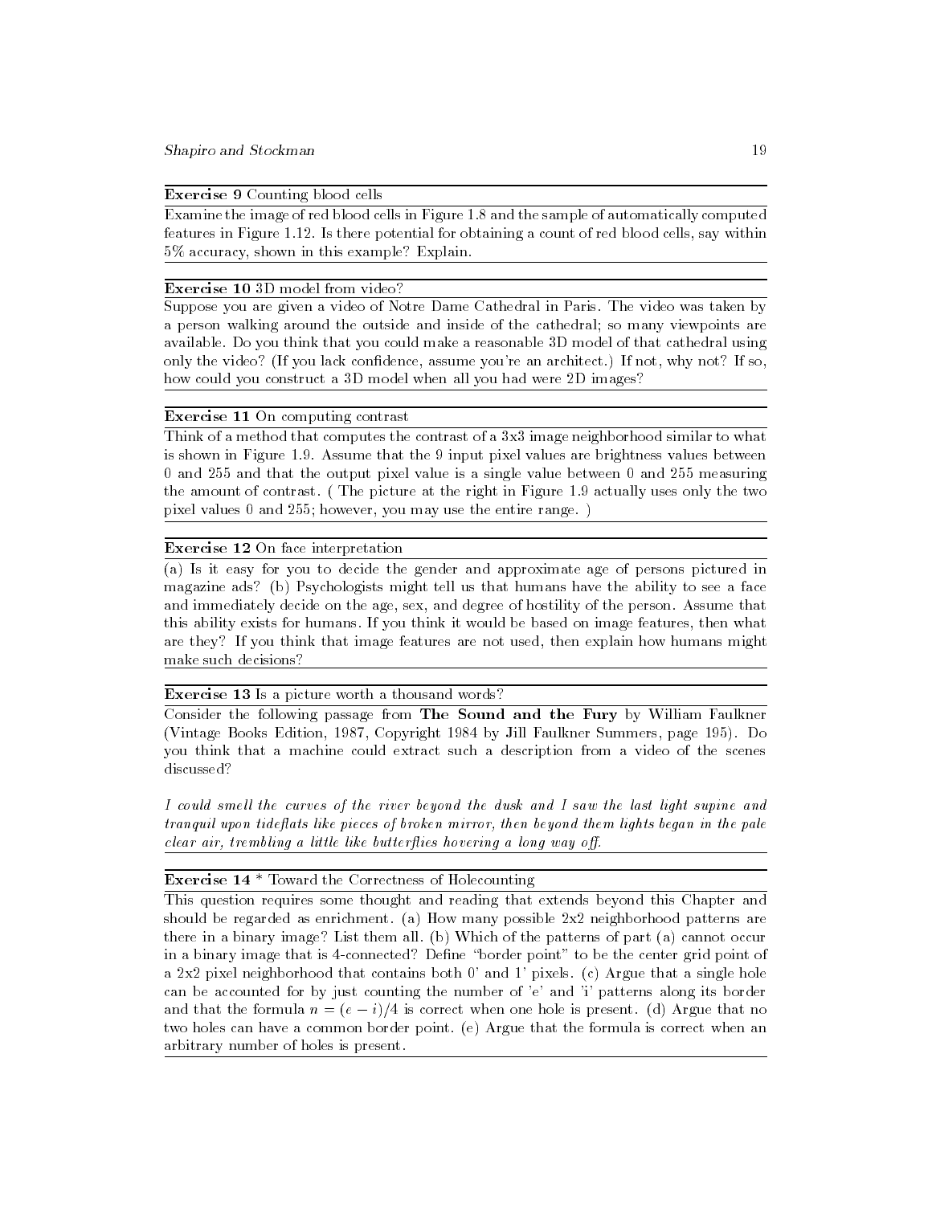**Exercise 9** Counting blood cells

Examine the image of red blood cells in Figure 1.8 and the sample of automatically computed features in Figure 1.12. Is there potential for obtaining a count of red blood cells, say within 5% accuracy, shown in this example? Explain.

**Exercise 10** 3D model from video?

Suppose you are given a video of Notre Dame Cathedral in Paris. The video was taken by a person walking around the outside and inside of the cathedral; so many viewpoints are available. Do you think that you could make a reasonable 3D model of that cathedral using only the video? (If you lack confidence, assume you're an architect.) If not, why not? If so, how could you construct a 3D model when all you had were 2D images?

**Exercise 11** On computing contrast

Think of a method that computes the contrast of a 3x3 image neighborhood similar to what is shown in Figure 1.9. Assume that the 9 input pixel values are brightness values between 0 and 255 and that the output pixel value is a single value between 0 and 255 measuring the amount of contrast. ( The picture at the right in Figure 1.9 actually uses only the two pixel values 0 and 255; however, you may use the entire range. )

**Exercise 12** On face interpretation

(a) Is it easy for you to decide the gender and approximate age of persons pictured in magazine ads? (b) Psychologists might tell us that humans have the ability to see a face and immediately decide on the age, sex, and degree of hostility of the person. Assume that this ability exists for humans. If you think it would be based on image features, then what are they? If you think that image features are not used, then explain how humans might make such decisions?

**Exercise 13** Is a picture worth a thousand words?

Consider the following passage from **The Sound and the Fury** by William Faulkner (Vintage Books Edition, 1987, Copyright 1984 by Jill Faulkner Summers, page 195). Do you think that a machine could extract such a description from a video of the scenes discussed?

*I could smell the curves of the river beyond the dusk and I saw the last light supine and tranquil upon tideflats like pieces of broken mirror, then beyond them lights began in the pale clear air, trembling a little like butterflies hovering a long way off.*

**Exercise 14** * Toward the Correctness of Holecounting

This question requires some thought and reading that extends beyond this Chapter and should be regarded as enrichment. (a) How many possible 2x2 neighborhood patterns are there in a binary image? List them all. (b) Which of the patterns of part (a) cannot occur in a binary image that is 4-connected? Define "border point" to be the center grid point of a 2x2 pixel neighborhood that contains both 0' and 1' pixels. (c) Argue that a single hole can be accounted for by just counting the number of 'e' and 'i' patterns along its border and that the formula $n = (e - i)/4$ is correct when one hole is present. (d) Argue that no two holes can have a common border point. (e) Argue that the formula is correct when an arbitrary number of holes is present.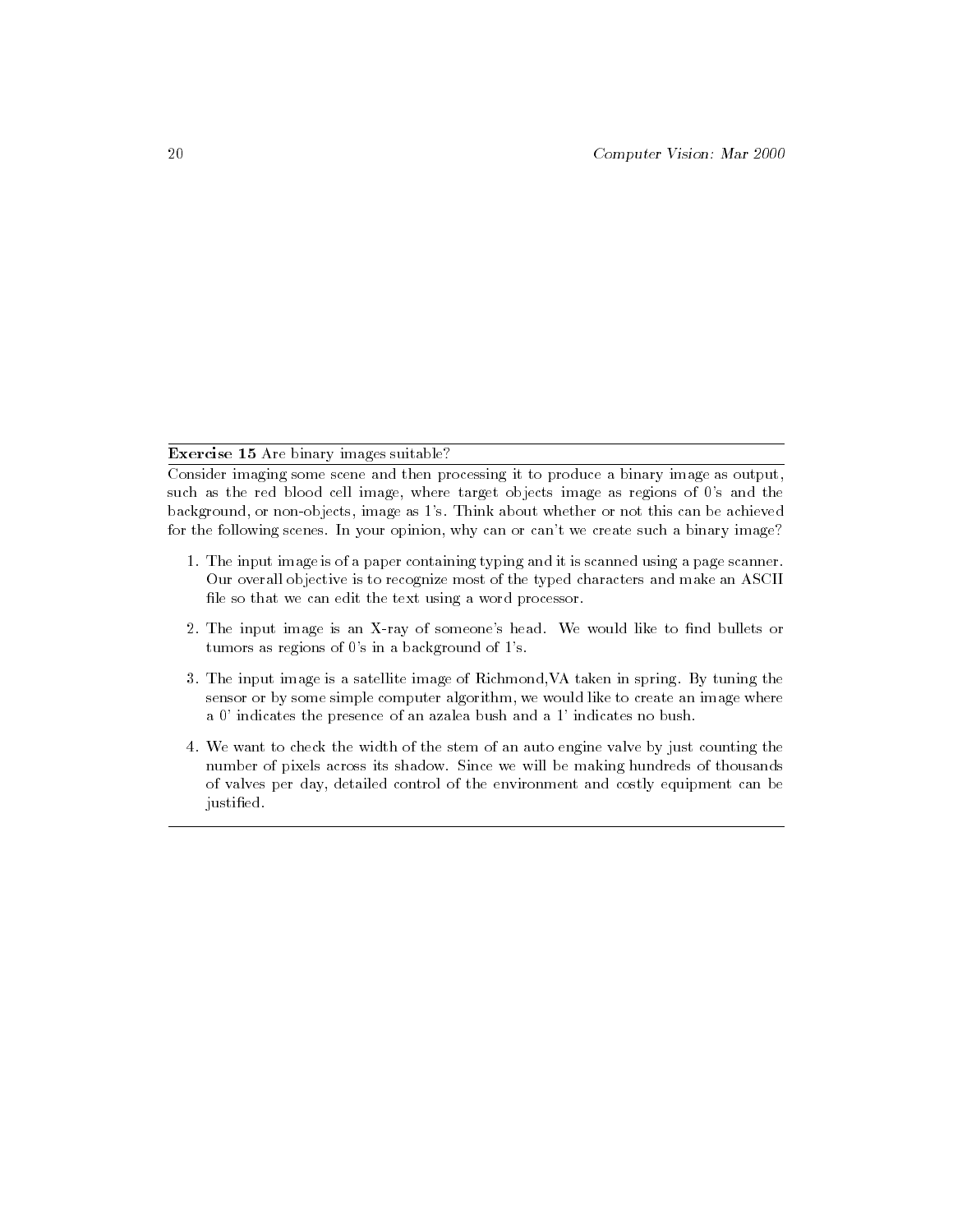**Exercise 15** Are binary images suitable?

Consider imaging some scene and then processing it to produce a binary image as output, such as the red blood cell image, where target objects image as regions of 0's and the background, or non-objects, image as 1's. Think about whether or not this can be achieved for the following scenes. In your opinion, why can or can't we create such a binary image?

1. The input image is of a paper containing typing and it is scanned using a page scanner. Our overall objective is to recognize most of the typed characters and make an ASCII file so that we can edit the text using a word processor.

2. The input image is an X-ray of someone's head. We would like to find bullets or tumors as regions of 0's in a background of 1's.

3. The input image is a satellite image of Richmond,VA taken in spring. By tuning the sensor or by some simple computer algorithm, we would like to create an image where a 0' indicates the presence of an azalea bush and a 1' indicates no bush.

4. We want to check the width of the stem of an auto engine valve by just counting the number of pixels across its shadow. Since we will be making hundreds of thousands of valves per day, detailed control of the environment and costly equipment can be justified.